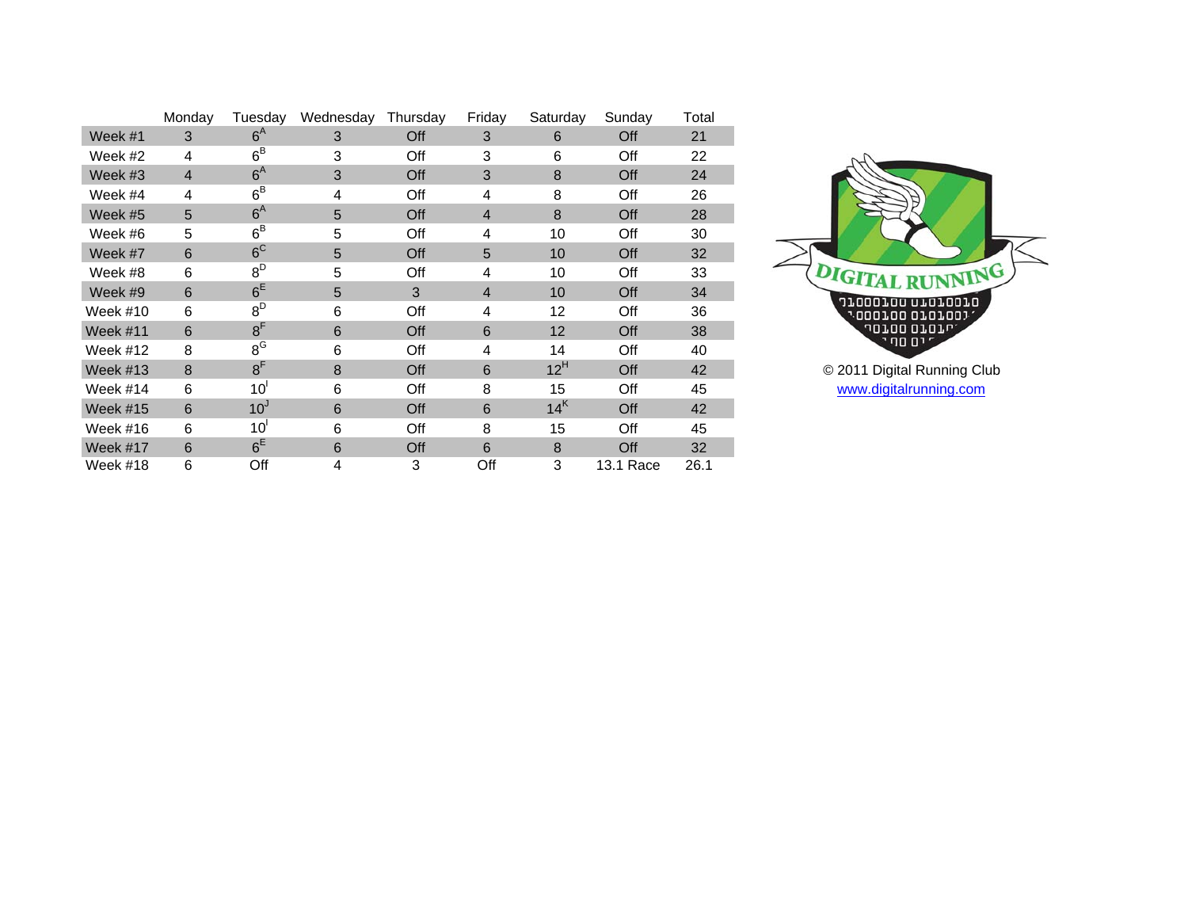| | Monday | Tuesday | Wednesday | Thursday | Friday | Saturday | Sunday | Total |
|---|---|---|---|---|---|---|---|---|
| Week #1 | 3 | 6[A] | 3 | Off | 3 | 6 | Off | 21 |
| Week #2 | 4 | 6[B] | 3 | Off | 3 | 6 | Off | 22 |
| Week #3 | 4 | 6[A] | 3 | Off | 3 | 8 | Off | 24 |
| Week #4 | 4 | 6[B] | 4 | Off | 4 | 8 | Off | 26 |
| Week #5 | 5 | 6[A] | 5 | Off | 4 | 8 | Off | 28 |
| Week #6 | 5 | 6[B] | 5 | Off | 4 | 10 | Off | 30 |
| Week #7 | 6 | 6[C] | 5 | Off | 5 | 10 | Off | 32 |
| Week #8 | 6 | 8[D] | 5 | Off | 4 | 10 | Off | 33 |
| Week #9 | 6 | 6[E] | 5 | 3 | 4 | 10 | Off | 34 |
| Week #10 | 6 | 8[D] | 6 | Off | 4 | 12 | Off | 36 |
| Week #11 | 6 | 8[F] | 6 | Off | 6 | 12 | Off | 38 |
| Week #12 | 8 | 8[G] | 6 | Off | 4 | 14 | Off | 40 |
| Week #13 | 8 | 8[F] | 8 | Off | 6 | 12[H] | Off | 42 |
| Week #14 | 6 | 10[I] | 6 | Off | 8 | 15 | Off | 45 |
| Week #15 | 6 | 10[J] | 6 | Off | 6 | 14[K] | Off | 42 |
| Week #16 | 6 | 10[I] | 6 | Off | 8 | 15 | Off | 45 |
| Week #17 | 6 | 6[E] | 6 | Off | 6 | 8 | Off | 32 |
| Week #18 | 6 | Off | 4 | 3 | Off | 3 | 13.1 Race | 26.1 |

DIGITAL RUNNING

01000100 01010010
01000100 0101001
00100 0101
00 01

© 2011 Digital Running Club
www.digitalrunning.com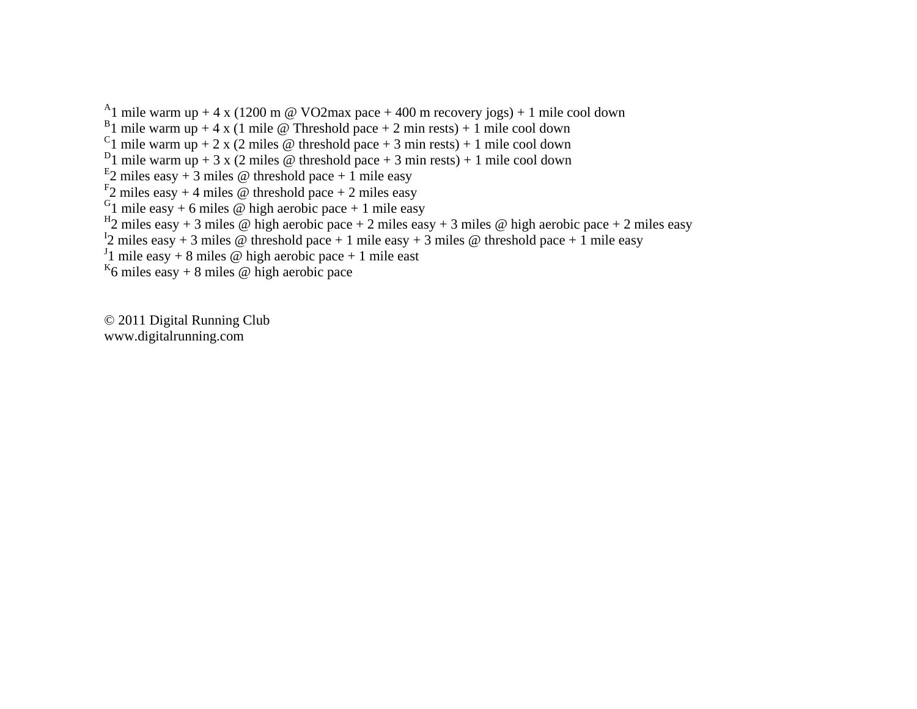[A]1 mile warm up + 4 x (1200 m @ VO2max pace + 400 m recovery jogs) + 1 mile cool down
[B]1 mile warm up + 4 x (1 mile @ Threshold pace + 2 min rests) + 1 mile cool down
[C]1 mile warm up + 2 x (2 miles @ threshold pace + 3 min rests) + 1 mile cool down
[D]1 mile warm up + 3 x (2 miles @ threshold pace + 3 min rests) + 1 mile cool down
[E]2 miles easy + 3 miles @ threshold pace + 1 mile easy
[F]2 miles easy + 4 miles @ threshold pace + 2 miles easy
[G]1 mile easy + 6 miles @ high aerobic pace + 1 mile easy
[H]2 miles easy + 3 miles @ high aerobic pace + 2 miles easy + 3 miles @ high aerobic pace + 2 miles easy
[I]2 miles easy + 3 miles @ threshold pace + 1 mile easy + 3 miles @ threshold pace + 1 mile easy
[J]1 mile easy + 8 miles @ high aerobic pace + 1 mile east
[K]6 miles easy + 8 miles @ high aerobic pace

© 2011 Digital Running Club
www.digitalrunning.com